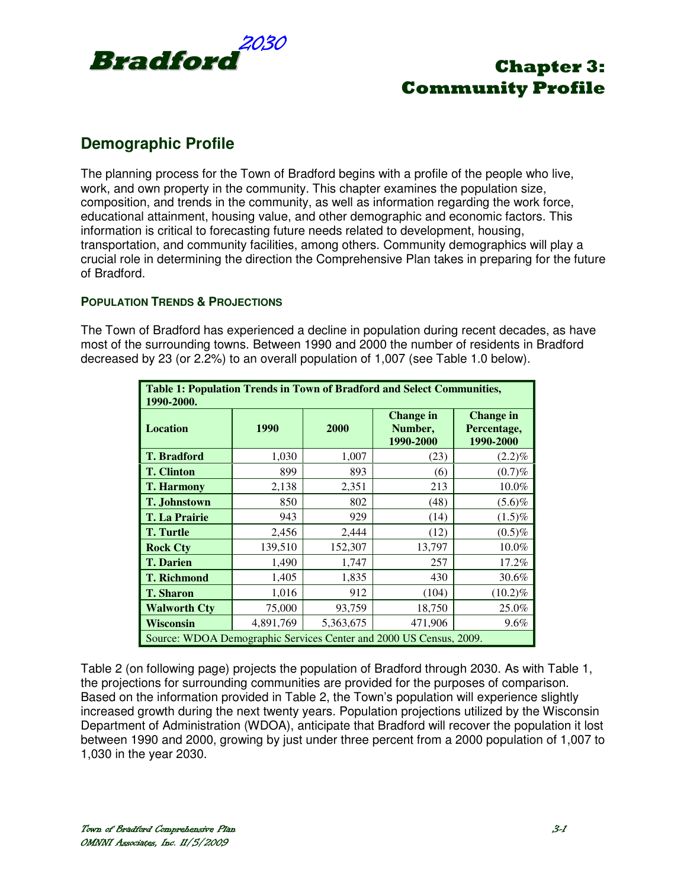# Chapter 3: Community Profile

## Demographic Profile

The planning process for the Town of Bradford begins with a profile of the people who live, work, and own property in the community. This chapter examines the population size, composition, and trends in the community, as well as information regarding the work force, educational attainment, housing value, and other demographic and economic factors. This information is critical to forecasting future needs related to development, housing, transportation, and community facilities, among others. Community demographics will play a crucial role in determining the direction the Comprehensive Plan takes in preparing for the future of Bradford.

### POPULATION TRENDS & PROJECTIONS

The Town of Bradford has experienced a decline in population during recent decades, as have most of the surrounding towns. Between 1990 and 2000 the number of residents in Bradford decreased by 23 (or 2.2%) to an overall population of 1,007 (see Table 1.0 below).

**Table 1: Population Trends in Town of Bradford and Select Communities, 1990-2000.**

| Location | 1990 | 2000 | Change in Number, 1990-2000 | Change in Percentage, 1990-2000 |
|---|---|---|---|---|
| **T. Bradford** | 1,030 | 1,007 | (23) | (2.2)% |
| **T. Clinton** | 899 | 893 | (6) | (0.7)% |
| **T. Harmony** | 2,138 | 2,351 | 213 | 10.0% |
| **T. Johnstown** | 850 | 802 | (48) | (5.6)% |
| **T. La Prairie** | 943 | 929 | (14) | (1.5)% |
| **T. Turtle** | 2,456 | 2,444 | (12) | (0.5)% |
| **Rock Cty** | 139,510 | 152,307 | 13,797 | 10.0% |
| **T. Darien** | 1,490 | 1,747 | 257 | 17.2% |
| **T. Richmond** | 1,405 | 1,835 | 430 | 30.6% |
| **T. Sharon** | 1,016 | 912 | (104) | (10.2)% |
| **Walworth Cty** | 75,000 | 93,759 | 18,750 | 25.0% |
| **Wisconsin** | 4,891,769 | 5,363,675 | 471,906 | 9.6% |

Source: WDOA Demographic Services Center and 2000 US Census, 2009.

Table 2 (on following page) projects the population of Bradford through 2030. As with Table 1, the projections for surrounding communities are provided for the purposes of comparison. Based on the information provided in Table 2, the Town's population will experience slightly increased growth during the next twenty years. Population projections utilized by the Wisconsin Department of Administration (WDOA), anticipate that Bradford will recover the population it lost between 1990 and 2000, growing by just under three percent from a 2000 population of 1,007 to 1,030 in the year 2030.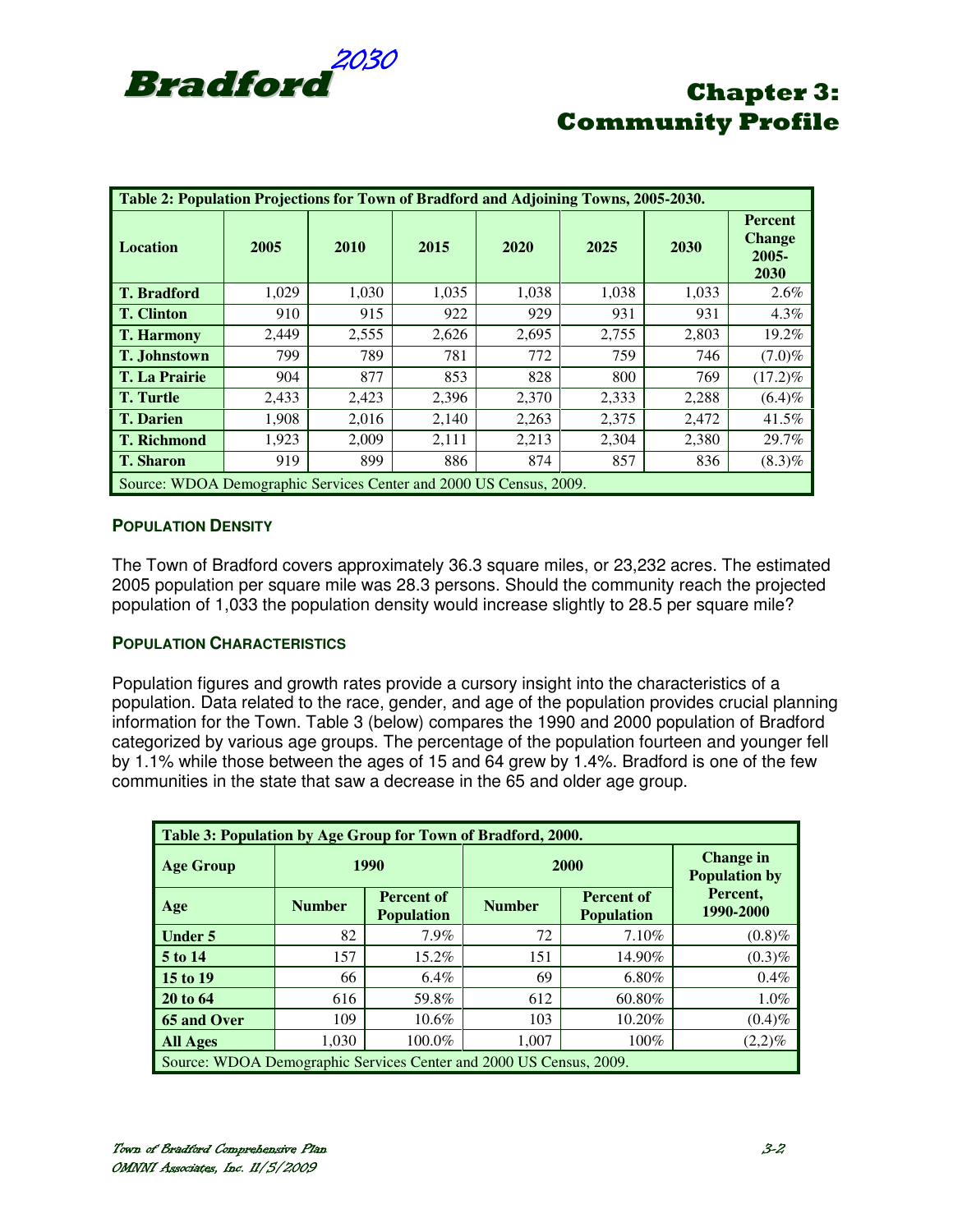| Table 2: Population Projections for Town of Bradford and Adjoining Towns, 2005-2030. | | | | | | | |
|---|---|---|---|---|---|---|---|
| Location | 2005 | 2010 | 2015 | 2020 | 2025 | 2030 | Percent Change 2005-2030 |
| T. Bradford | 1,029 | 1,030 | 1,035 | 1,038 | 1,038 | 1,033 | 2.6% |
| T. Clinton | 910 | 915 | 922 | 929 | 931 | 931 | 4.3% |
| T. Harmony | 2,449 | 2,555 | 2,626 | 2,695 | 2,755 | 2,803 | 19.2% |
| T. Johnstown | 799 | 789 | 781 | 772 | 759 | 746 | (7.0)% |
| T. La Prairie | 904 | 877 | 853 | 828 | 800 | 769 | (17.2)% |
| T. Turtle | 2,433 | 2,423 | 2,396 | 2,370 | 2,333 | 2,288 | (6.4)% |
| T. Darien | 1,908 | 2,016 | 2,140 | 2,263 | 2,375 | 2,472 | 41.5% |
| T. Richmond | 1,923 | 2,009 | 2,111 | 2,213 | 2,304 | 2,380 | 29.7% |
| T. Sharon | 919 | 899 | 886 | 874 | 857 | 836 | (8.3)% |
| Source: WDOA Demographic Services Center and 2000 US Census, 2009. | | | | | | | |

### POPULATION DENSITY

The Town of Bradford covers approximately 36.3 square miles, or 23,232 acres. The estimated 2005 population per square mile was 28.3 persons. Should the community reach the projected population of 1,033 the population density would increase slightly to 28.5 per square mile?

### POPULATION CHARACTERISTICS

Population figures and growth rates provide a cursory insight into the characteristics of a population. Data related to the race, gender, and age of the population provides crucial planning information for the Town. Table 3 (below) compares the 1990 and 2000 population of Bradford categorized by various age groups. The percentage of the population fourteen and younger fell by 1.1% while those between the ages of 15 and 64 grew by 1.4%. Bradford is one of the few communities in the state that saw a decrease in the 65 and older age group.

| Table 3: Population by Age Group for Town of Bradford, 2000. | | | | | |
|---|---|---|---|---|---|
| Age Group | 1990 | | 2000 | | Change in Population by Percent, 1990-2000 |
| Age | Number | Percent of Population | Number | Percent of Population | |
| Under 5 | 82 | 7.9% | 72 | 7.10% | (0.8)% |
| 5 to 14 | 157 | 15.2% | 151 | 14.90% | (0.3)% |
| 15 to 19 | 66 | 6.4% | 69 | 6.80% | 0.4% |
| 20 to 64 | 616 | 59.8% | 612 | 60.80% | 1.0% |
| 65 and Over | 109 | 10.6% | 103 | 10.20% | (0.4)% |
| All Ages | 1,030 | 100.0% | 1,007 | 100% | (2,2)% |
| Source: WDOA Demographic Services Center and 2000 US Census, 2009. | | | | | |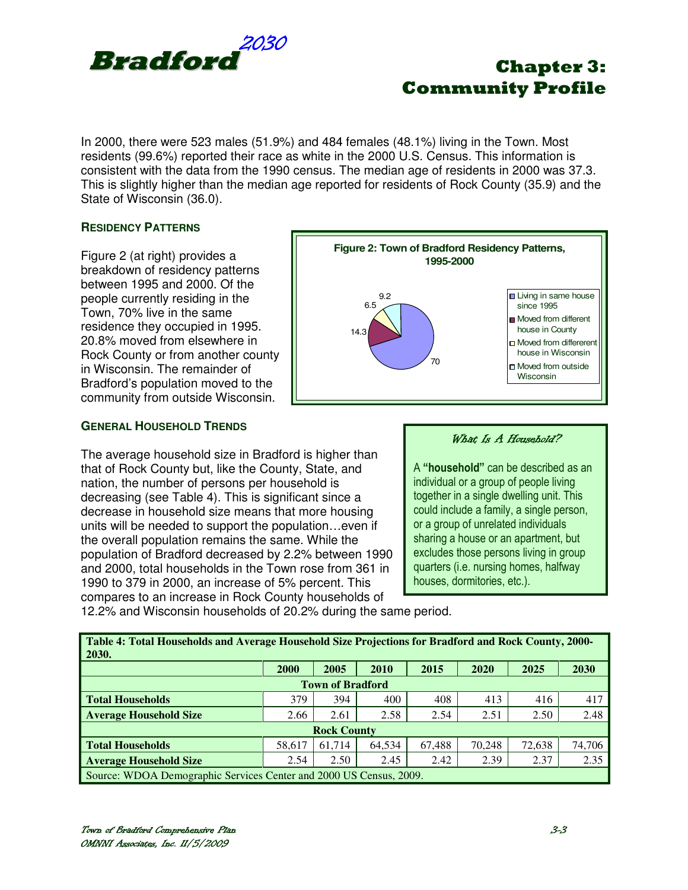In 2000, there were 523 males (51.9%) and 484 females (48.1%) living in the Town. Most residents (99.6%) reported their race as white in the 2000 U.S. Census. This information is consistent with the data from the 1990 census. The median age of residents in 2000 was 37.3. This is slightly higher than the median age reported for residents of Rock County (35.9) and the State of Wisconsin (36.0).

### RESIDENCY PATTERNS

Figure 2 (at right) provides a breakdown of residency patterns between 1995 and 2000. Of the people currently residing in the Town, 70% live in the same residence they occupied in 1995. 20.8% moved from elsewhere in Rock County or from another county in Wisconsin. The remainder of Bradford's population moved to the community from outside Wisconsin.

**Figure 2: Town of Bradford Residency Patterns, 1995-2000**

| Category | Percent |
|---|---|
| Living in same house since 1995 | 70 |
| Moved from different house in County | 14.3 |
| Moved from differerent house in Wisconsin | 6.5 |
| Moved from outside Wisconsin | 9.2 |

### GENERAL HOUSEHOLD TRENDS

The average household size in Bradford is higher than that of Rock County but, like the County, State, and nation, the number of persons per household is decreasing (see Table 4). This is significant since a decrease in household size means that more housing units will be needed to support the population…even if the overall population remains the same. While the population of Bradford decreased by 2.2% between 1990 and 2000, total households in the Town rose from 361 in 1990 to 379 in 2000, an increase of 5% percent. This compares to an increase in Rock County households of 12.2% and Wisconsin households of 20.2% during the same period.

> *What Is A Household?*
>
> A **"household"** can be described as an individual or a group of people living together in a single dwelling unit. This could include a family, a single person, or a group of unrelated individuals sharing a house or an apartment, but excludes those persons living in group quarters (i.e. nursing homes, halfway houses, dormitories, etc.).

**Table 4: Total Households and Average Household Size Projections for Bradford and Rock County, 2000-2030.**

| | 2000 | 2005 | 2010 | 2015 | 2020 | 2025 | 2030 |
|---|---|---|---|---|---|---|---|
| **Town of Bradford** | | | | | | | |
| **Total Households** | 379 | 394 | 400 | 408 | 413 | 416 | 417 |
| **Average Household Size** | 2.66 | 2.61 | 2.58 | 2.54 | 2.51 | 2.50 | 2.48 |
| **Rock County** | | | | | | | |
| **Total Households** | 58,617 | 61,714 | 64,534 | 67,488 | 70,248 | 72,638 | 74,706 |
| **Average Household Size** | 2.54 | 2.50 | 2.45 | 2.42 | 2.39 | 2.37 | 2.35 |

Source: WDOA Demographic Services Center and 2000 US Census, 2009.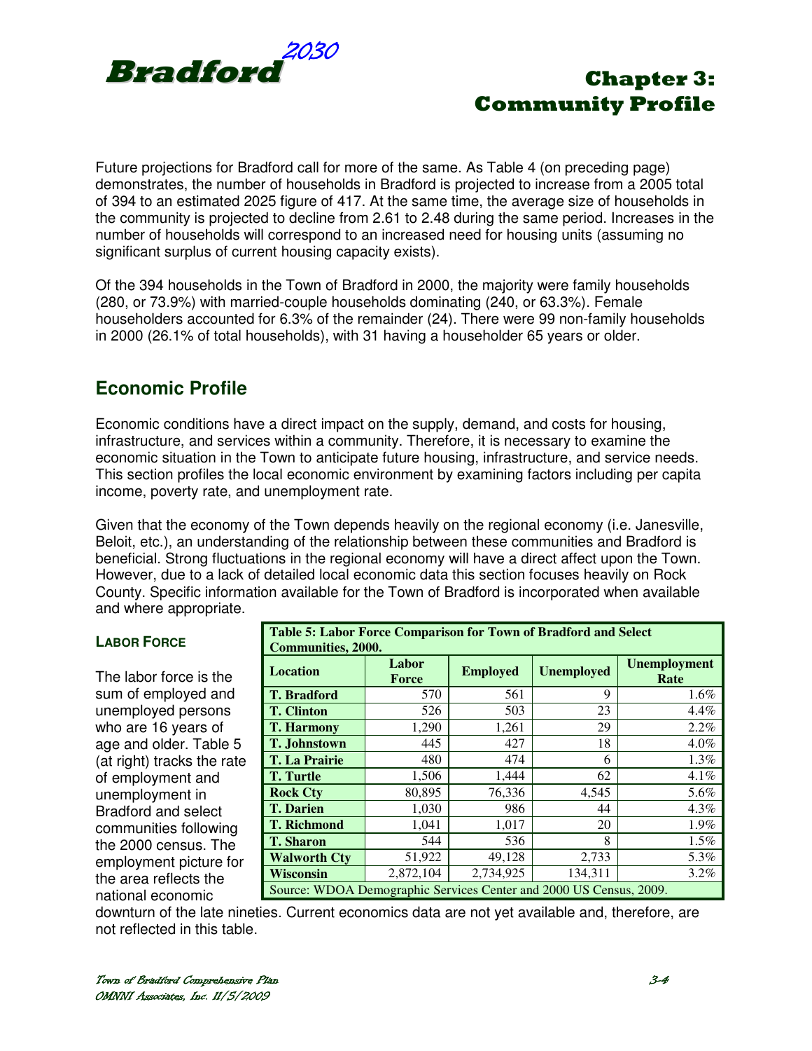Future projections for Bradford call for more of the same. As Table 4 (on preceding page) demonstrates, the number of households in Bradford is projected to increase from a 2005 total of 394 to an estimated 2025 figure of 417. At the same time, the average size of households in the community is projected to decline from 2.61 to 2.48 during the same period. Increases in the number of households will correspond to an increased need for housing units (assuming no significant surplus of current housing capacity exists).

Of the 394 households in the Town of Bradford in 2000, the majority were family households (280, or 73.9%) with married-couple households dominating (240, or 63.3%). Female householders accounted for 6.3% of the remainder (24). There were 99 non-family households in 2000 (26.1% of total households), with 31 having a householder 65 years or older.

## Economic Profile

Economic conditions have a direct impact on the supply, demand, and costs for housing, infrastructure, and services within a community. Therefore, it is necessary to examine the economic situation in the Town to anticipate future housing, infrastructure, and service needs. This section profiles the local economic environment by examining factors including per capita income, poverty rate, and unemployment rate.

Given that the economy of the Town depends heavily on the regional economy (i.e. Janesville, Beloit, etc.), an understanding of the relationship between these communities and Bradford is beneficial. Strong fluctuations in the regional economy will have a direct affect upon the Town. However, due to a lack of detailed local economic data this section focuses heavily on Rock County. Specific information available for the Town of Bradford is incorporated when available and where appropriate.

### Labor Force

The labor force is the sum of employed and unemployed persons who are 16 years of age and older. Table 5 (at right) tracks the rate of employment and unemployment in Bradford and select communities following the 2000 census. The employment picture for the area reflects the national economic downturn of the late nineties. Current economics data are not yet available and, therefore, are not reflected in this table.

**Table 5: Labor Force Comparison for Town of Bradford and Select Communities, 2000.**

| Location | Labor Force | Employed | Unemployed | Unemployment Rate |
|---|---|---|---|---|
| **T. Bradford** | 570 | 561 | 9 | 1.6% |
| **T. Clinton** | 526 | 503 | 23 | 4.4% |
| **T. Harmony** | 1,290 | 1,261 | 29 | 2.2% |
| **T. Johnstown** | 445 | 427 | 18 | 4.0% |
| **T. La Prairie** | 480 | 474 | 6 | 1.3% |
| **T. Turtle** | 1,506 | 1,444 | 62 | 4.1% |
| **Rock Cty** | 80,895 | 76,336 | 4,545 | 5.6% |
| **T. Darien** | 1,030 | 986 | 44 | 4.3% |
| **T. Richmond** | 1,041 | 1,017 | 20 | 1.9% |
| **T. Sharon** | 544 | 536 | 8 | 1.5% |
| **Walworth Cty** | 51,922 | 49,128 | 2,733 | 5.3% |
| **Wisconsin** | 2,872,104 | 2,734,925 | 134,311 | 3.2% |

Source: WDOA Demographic Services Center and 2000 US Census, 2009.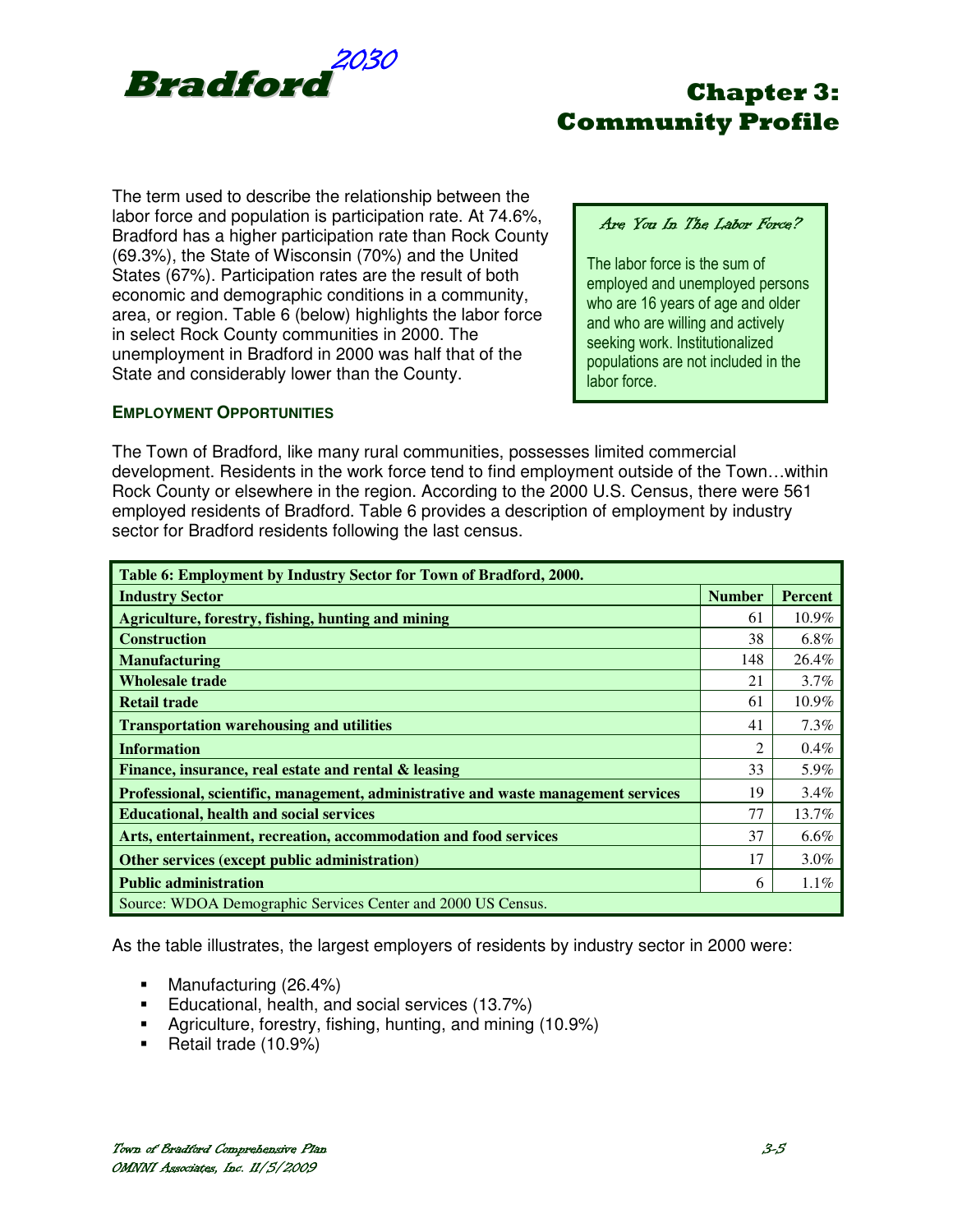The term used to describe the relationship between the labor force and population is participation rate. At 74.6%, Bradford has a higher participation rate than Rock County (69.3%), the State of Wisconsin (70%) and the United States (67%). Participation rates are the result of both economic and demographic conditions in a community, area, or region. Table 6 (below) highlights the labor force in select Rock County communities in 2000. The unemployment in Bradford in 2000 was half that of the State and considerably lower than the County.

> *Are You In The Labor Force?*
>
> The labor force is the sum of employed and unemployed persons who are 16 years of age and older and who are willing and actively seeking work. Institutionalized populations are not included in the labor force.

### EMPLOYMENT OPPORTUNITIES

The Town of Bradford, like many rural communities, possesses limited commercial development. Residents in the work force tend to find employment outside of the Town…within Rock County or elsewhere in the region. According to the 2000 U.S. Census, there were 561 employed residents of Bradford. Table 6 provides a description of employment by industry sector for Bradford residents following the last census.

**Table 6: Employment by Industry Sector for Town of Bradford, 2000.**

| Industry Sector | Number | Percent |
|---|---|---|
| Agriculture, forestry, fishing, hunting and mining | 61 | 10.9% |
| Construction | 38 | 6.8% |
| Manufacturing | 148 | 26.4% |
| Wholesale trade | 21 | 3.7% |
| Retail trade | 61 | 10.9% |
| Transportation warehousing and utilities | 41 | 7.3% |
| Information | 2 | 0.4% |
| Finance, insurance, real estate and rental & leasing | 33 | 5.9% |
| Professional, scientific, management, administrative and waste management services | 19 | 3.4% |
| Educational, health and social services | 77 | 13.7% |
| Arts, entertainment, recreation, accommodation and food services | 37 | 6.6% |
| Other services (except public administration) | 17 | 3.0% |
| Public administration | 6 | 1.1% |

Source: WDOA Demographic Services Center and 2000 US Census.

As the table illustrates, the largest employers of residents by industry sector in 2000 were:

- Manufacturing (26.4%)
- Educational, health, and social services (13.7%)
- Agriculture, forestry, fishing, hunting, and mining (10.9%)
- Retail trade (10.9%)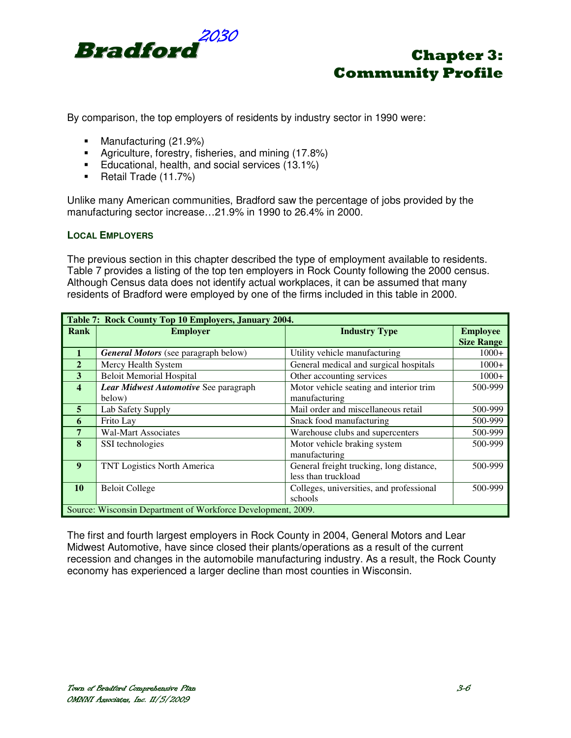By comparison, the top employers of residents by industry sector in 1990 were:

- Manufacturing (21.9%)
- Agriculture, forestry, fisheries, and mining (17.8%)
- Educational, health, and social services (13.1%)
- Retail Trade (11.7%)

Unlike many American communities, Bradford saw the percentage of jobs provided by the manufacturing sector increase…21.9% in 1990 to 26.4% in 2000.

### LOCAL EMPLOYERS

The previous section in this chapter described the type of employment available to residents. Table 7 provides a listing of the top ten employers in Rock County following the 2000 census. Although Census data does not identify actual workplaces, it can be assumed that many residents of Bradford were employed by one of the firms included in this table in 2000.

**Table 7: Rock County Top 10 Employers, January 2004.**

| Rank | Employer | Industry Type | Employee Size Range |
|---|---|---|---|
| 1 | ***General Motors*** (see paragraph below) | Utility vehicle manufacturing | 1000+ |
| 2 | Mercy Health System | General medical and surgical hospitals | 1000+ |
| 3 | Beloit Memorial Hospital | Other accounting services | 1000+ |
| 4 | ***Lear Midwest Automotive*** See paragraph below) | Motor vehicle seating and interior trim manufacturing | 500-999 |
| 5 | Lab Safety Supply | Mail order and miscellaneous retail | 500-999 |
| 6 | Frito Lay | Snack food manufacturing | 500-999 |
| 7 | Wal-Mart Associates | Warehouse clubs and supercenters | 500-999 |
| 8 | SSI technologies | Motor vehicle braking system manufacturing | 500-999 |
| 9 | TNT Logistics North America | General freight trucking, long distance, less than truckload | 500-999 |
| 10 | Beloit College | Colleges, universities, and professional schools | 500-999 |

Source: Wisconsin Department of Workforce Development, 2009.

The first and fourth largest employers in Rock County in 2004, General Motors and Lear Midwest Automotive, have since closed their plants/operations as a result of the current recession and changes in the automobile manufacturing industry. As a result, the Rock County economy has experienced a larger decline than most counties in Wisconsin.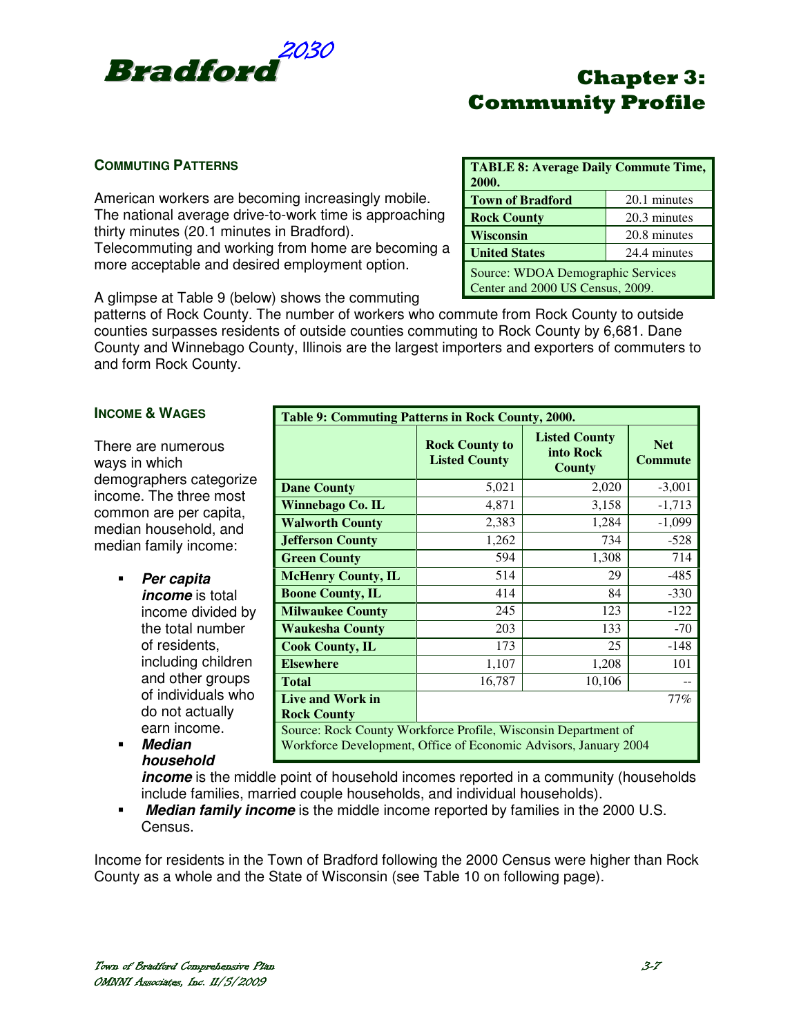## COMMUTING PATTERNS

American workers are becoming increasingly mobile. The national average drive-to-work time is approaching thirty minutes (20.1 minutes in Bradford). Telecommuting and working from home are becoming a more acceptable and desired employment option.

| TABLE 8: Average Daily Commute Time, 2000. | |
|---|---|
| **Town of Bradford** | 20.1 minutes |
| **Rock County** | 20.3 minutes |
| **Wisconsin** | 20.8 minutes |
| **United States** | 24.4 minutes |
| Source: WDOA Demographic Services Center and 2000 US Census, 2009. | |

A glimpse at Table 9 (below) shows the commuting patterns of Rock County. The number of workers who commute from Rock County to outside counties surpasses residents of outside counties commuting to Rock County by 6,681. Dane County and Winnebago County, Illinois are the largest importers and exporters of commuters to and form Rock County.

## INCOME & WAGES

There are numerous ways in which demographers categorize income. The three most common are per capita, median household, and median family income:

| Table 9: Commuting Patterns in Rock County, 2000. | | | |
|---|---|---|---|
| | **Rock County to Listed County** | **Listed County into Rock County** | **Net Commute** |
| **Dane County** | 5,021 | 2,020 | -3,001 |
| **Winnebago Co. IL** | 4,871 | 3,158 | -1,713 |
| **Walworth County** | 2,383 | 1,284 | -1,099 |
| **Jefferson County** | 1,262 | 734 | -528 |
| **Green County** | 594 | 1,308 | 714 |
| **McHenry County, IL** | 514 | 29 | -485 |
| **Boone County, IL** | 414 | 84 | -330 |
| **Milwaukee County** | 245 | 123 | -122 |
| **Waukesha County** | 203 | 133 | -70 |
| **Cook County, IL** | 173 | 25 | -148 |
| **Elsewhere** | 1,107 | 1,208 | 101 |
| **Total** | 16,787 | 10,106 | -- |
| **Live and Work in Rock County** | | | 77% |
| Source: Rock County Workforce Profile, Wisconsin Department of Workforce Development, Office of Economic Advisors, January 2004 | | | |

- ***Per capita income*** is total income divided by the total number of residents, including children and other groups of individuals who do not actually earn income.
- ***Median household income*** is the middle point of household incomes reported in a community (households include families, married couple households, and individual households).
- ***Median family income*** is the middle income reported by families in the 2000 U.S. Census.

Income for residents in the Town of Bradford following the 2000 Census were higher than Rock County as a whole and the State of Wisconsin (see Table 10 on following page).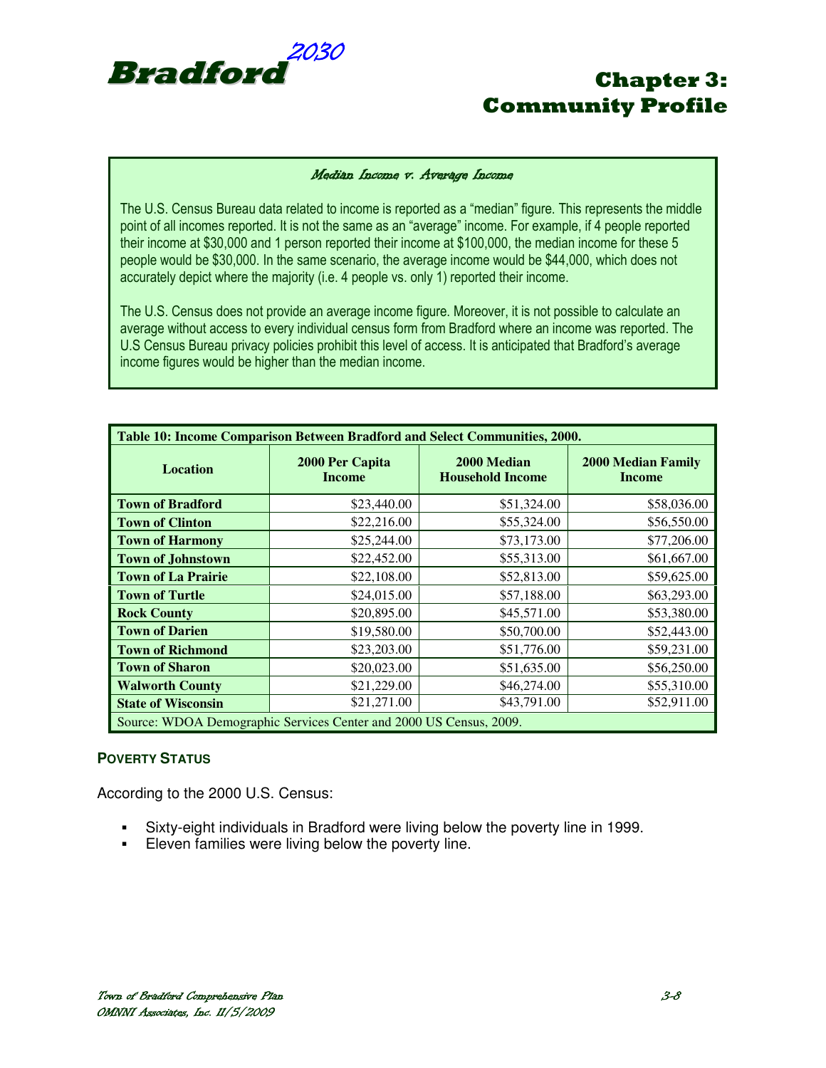### *Median Income v. Average Income*

The U.S. Census Bureau data related to income is reported as a "median" figure. This represents the middle point of all incomes reported. It is not the same as an "average" income. For example, if 4 people reported their income at $30,000 and 1 person reported their income at $100,000, the median income for these 5 people would be $30,000. In the same scenario, the average income would be $44,000, which does not accurately depict where the majority (i.e. 4 people vs. only 1) reported their income.

The U.S. Census does not provide an average income figure. Moreover, it is not possible to calculate an average without access to every individual census form from Bradford where an income was reported. The U.S Census Bureau privacy policies prohibit this level of access. It is anticipated that Bradford's average income figures would be higher than the median income.

**Table 10: Income Comparison Between Bradford and Select Communities, 2000.**

| Location | 2000 Per Capita Income | 2000 Median Household Income | 2000 Median Family Income |
|---|---|---|---|
| **Town of Bradford** | $23,440.00 | $51,324.00 | $58,036.00 |
| **Town of Clinton** | $22,216.00 | $55,324.00 | $56,550.00 |
| **Town of Harmony** | $25,244.00 | $73,173.00 | $77,206.00 |
| **Town of Johnstown** | $22,452.00 | $55,313.00 | $61,667.00 |
| **Town of La Prairie** | $22,108.00 | $52,813.00 | $59,625.00 |
| **Town of Turtle** | $24,015.00 | $57,188.00 | $63,293.00 |
| **Rock County** | $20,895.00 | $45,571.00 | $53,380.00 |
| **Town of Darien** | $19,580.00 | $50,700.00 | $52,443.00 |
| **Town of Richmond** | $23,203.00 | $51,776.00 | $59,231.00 |
| **Town of Sharon** | $20,023.00 | $51,635.00 | $56,250.00 |
| **Walworth County** | $21,229.00 | $46,274.00 | $55,310.00 |
| **State of Wisconsin** | $21,271.00 | $43,791.00 | $52,911.00 |

Source: WDOA Demographic Services Center and 2000 US Census, 2009.

## POVERTY STATUS

According to the 2000 U.S. Census:

- Sixty-eight individuals in Bradford were living below the poverty line in 1999.
- Eleven families were living below the poverty line.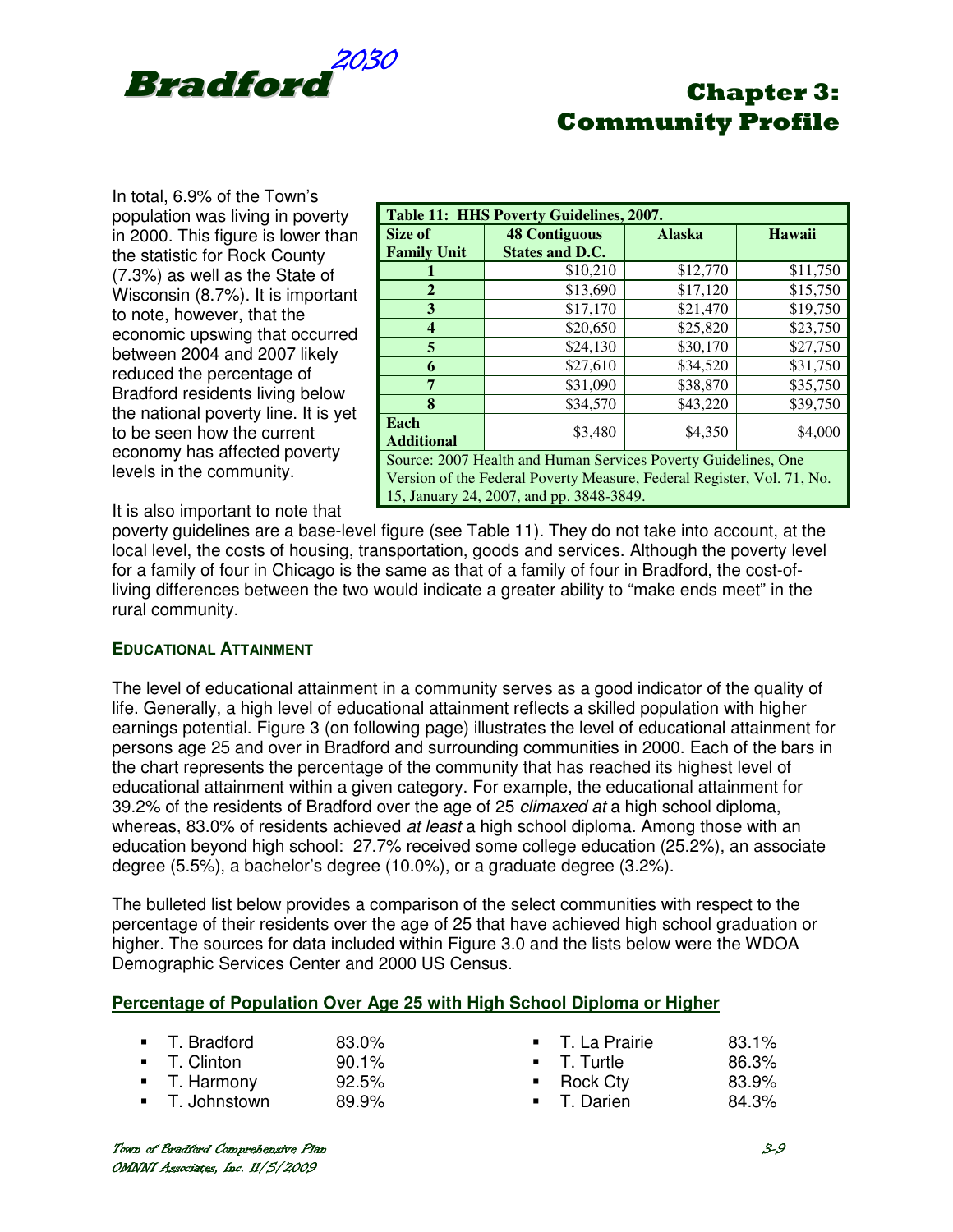In total, 6.9% of the Town's population was living in poverty in 2000. This figure is lower than the statistic for Rock County (7.3%) as well as the State of Wisconsin (8.7%). It is important to note, however, that the economic upswing that occurred between 2004 and 2007 likely reduced the percentage of Bradford residents living below the national poverty line. It is yet to be seen how the current economy has affected poverty levels in the community.

| Table 11: HHS Poverty Guidelines, 2007. | | | |
|---|---|---|---|
| **Size of Family Unit** | **48 Contiguous States and D.C.** | **Alaska** | **Hawaii** |
| **1** | $10,210 | $12,770 | $11,750 |
| **2** | $13,690 | $17,120 | $15,750 |
| **3** | $17,170 | $21,470 | $19,750 |
| **4** | $20,650 | $25,820 | $23,750 |
| **5** | $24,130 | $30,170 | $27,750 |
| **6** | $27,610 | $34,520 | $31,750 |
| **7** | $31,090 | $38,870 | $35,750 |
| **8** | $34,570 | $43,220 | $39,750 |
| **Each Additional** | $3,480 | $4,350 | $4,000 |

Source: 2007 Health and Human Services Poverty Guidelines, One Version of the Federal Poverty Measure, Federal Register, Vol. 71, No. 15, January 24, 2007, and pp. 3848-3849.

It is also important to note that poverty guidelines are a base-level figure (see Table 11). They do not take into account, at the local level, the costs of housing, transportation, goods and services. Although the poverty level for a family of four in Chicago is the same as that of a family of four in Bradford, the cost-of-living differences between the two would indicate a greater ability to "make ends meet" in the rural community.

### EDUCATIONAL ATTAINMENT

The level of educational attainment in a community serves as a good indicator of the quality of life. Generally, a high level of educational attainment reflects a skilled population with higher earnings potential. Figure 3 (on following page) illustrates the level of educational attainment for persons age 25 and over in Bradford and surrounding communities in 2000. Each of the bars in the chart represents the percentage of the community that has reached its highest level of educational attainment within a given category. For example, the educational attainment for 39.2% of the residents of Bradford over the age of 25 *climaxed at* a high school diploma, whereas, 83.0% of residents achieved *at least* a high school diploma. Among those with an education beyond high school: 27.7% received some college education (25.2%), an associate degree (5.5%), a bachelor's degree (10.0%), or a graduate degree (3.2%).

The bulleted list below provides a comparison of the select communities with respect to the percentage of their residents over the age of 25 that have achieved high school graduation or higher. The sources for data included within Figure 3.0 and the lists below were the WDOA Demographic Services Center and 2000 US Census.

**Percentage of Population Over Age 25 with High School Diploma or Higher**

- T. Bradford 83.0%
- T. Clinton 90.1%
- T. Harmony 92.5%
- T. Johnstown 89.9%
- T. La Prairie 83.1%
- T. Turtle 86.3%
- Rock Cty 83.9%
- T. Darien 84.3%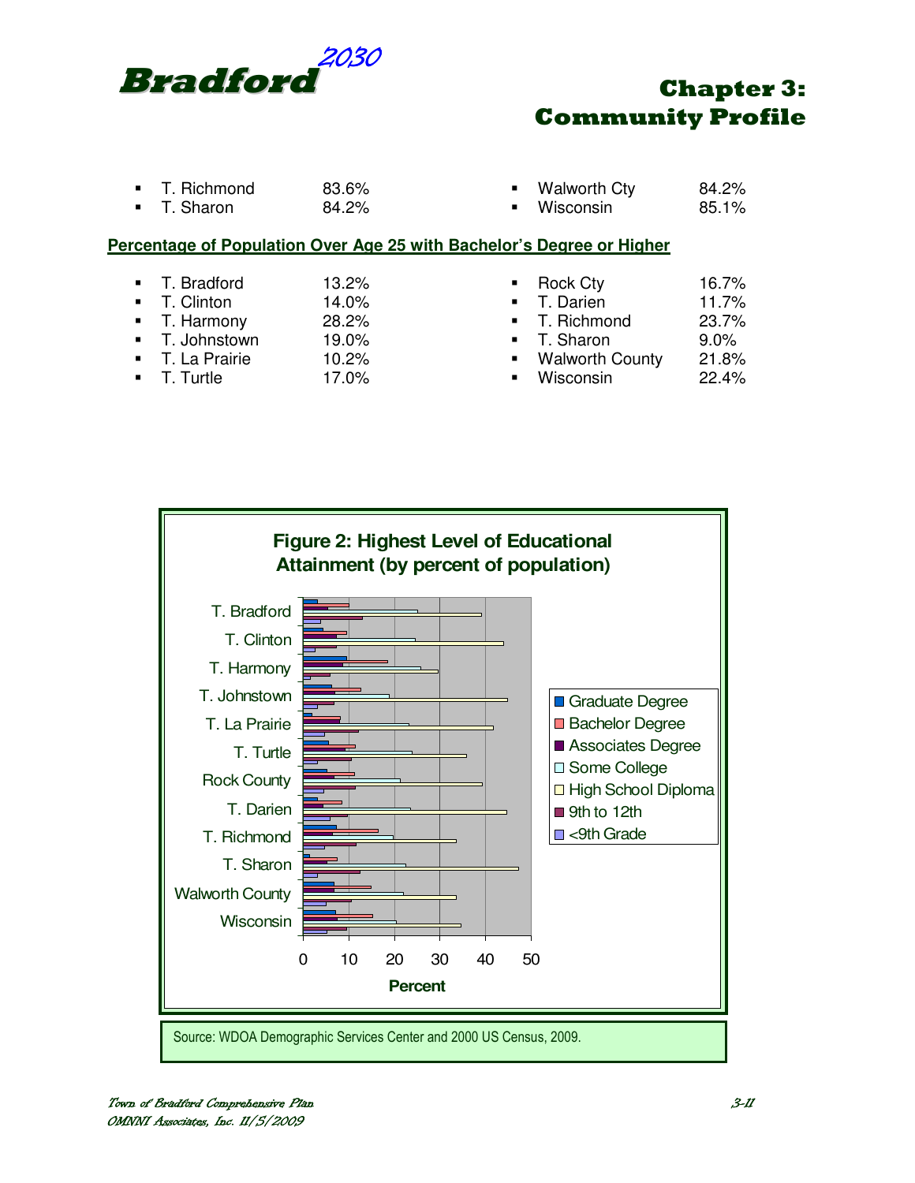- T. Richmond 83.6%
- T. Sharon 84.2%
- Walworth Cty 84.2%
- Wisconsin 85.1%

**Percentage of Population Over Age 25 with Bachelor's Degree or Higher**

- T. Bradford 13.2%
- T. Clinton 14.0%
- T. Harmony 28.2%
- T. Johnstown 19.0%
- T. La Prairie 10.2%
- T. Turtle 17.0%
- Rock Cty 16.7%
- T. Darien 11.7%
- T. Richmond 23.7%
- T. Sharon 9.0%
- Walworth County 21.8%
- Wisconsin 22.4%

**Figure 2: Highest Level of Educational Attainment (by percent of population)**

Source: WDOA Demographic Services Center and 2000 US Census, 2009.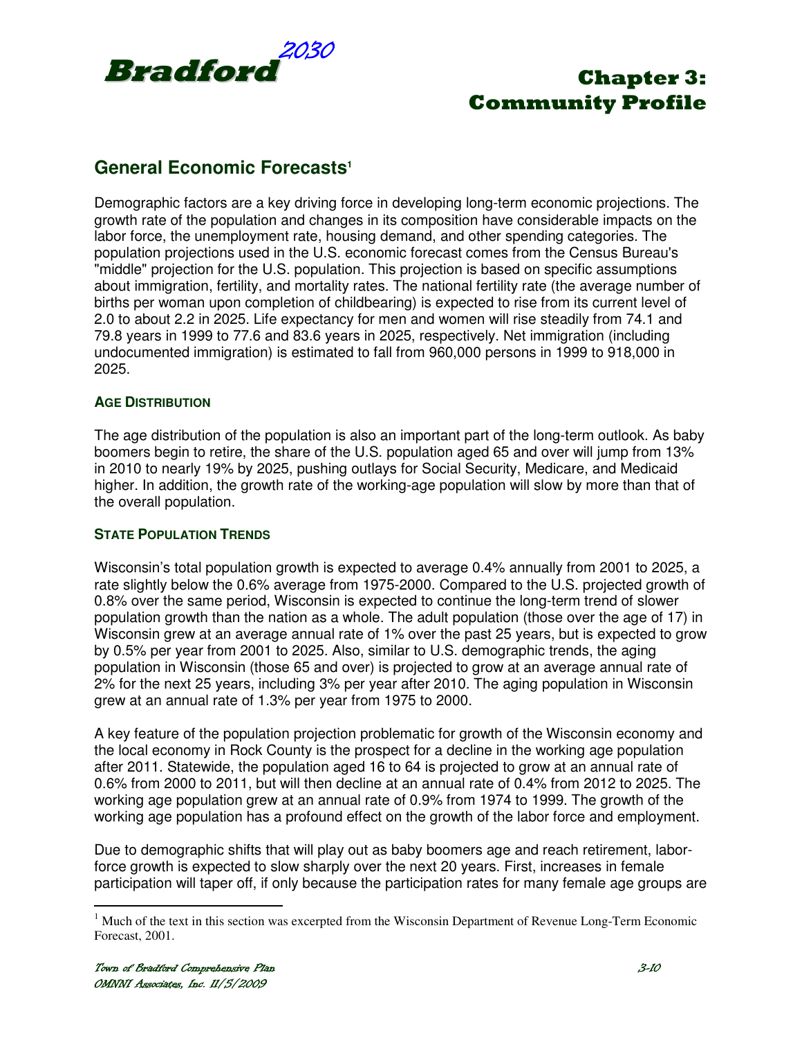## General Economic Forecasts[1]

Demographic factors are a key driving force in developing long-term economic projections. The growth rate of the population and changes in its composition have considerable impacts on the labor force, the unemployment rate, housing demand, and other spending categories. The population projections used in the U.S. economic forecast comes from the Census Bureau's "middle" projection for the U.S. population. This projection is based on specific assumptions about immigration, fertility, and mortality rates. The national fertility rate (the average number of births per woman upon completion of childbearing) is expected to rise from its current level of 2.0 to about 2.2 in 2025. Life expectancy for men and women will rise steadily from 74.1 and 79.8 years in 1999 to 77.6 and 83.6 years in 2025, respectively. Net immigration (including undocumented immigration) is estimated to fall from 960,000 persons in 1999 to 918,000 in 2025.

### Age Distribution

The age distribution of the population is also an important part of the long-term outlook. As baby boomers begin to retire, the share of the U.S. population aged 65 and over will jump from 13% in 2010 to nearly 19% by 2025, pushing outlays for Social Security, Medicare, and Medicaid higher. In addition, the growth rate of the working-age population will slow by more than that of the overall population.

### State Population Trends

Wisconsin's total population growth is expected to average 0.4% annually from 2001 to 2025, a rate slightly below the 0.6% average from 1975-2000. Compared to the U.S. projected growth of 0.8% over the same period, Wisconsin is expected to continue the long-term trend of slower population growth than the nation as a whole. The adult population (those over the age of 17) in Wisconsin grew at an average annual rate of 1% over the past 25 years, but is expected to grow by 0.5% per year from 2001 to 2025. Also, similar to U.S. demographic trends, the aging population in Wisconsin (those 65 and over) is projected to grow at an average annual rate of 2% for the next 25 years, including 3% per year after 2010. The aging population in Wisconsin grew at an annual rate of 1.3% per year from 1975 to 2000.

A key feature of the population projection problematic for growth of the Wisconsin economy and the local economy in Rock County is the prospect for a decline in the working age population after 2011. Statewide, the population aged 16 to 64 is projected to grow at an annual rate of 0.6% from 2000 to 2011, but will then decline at an annual rate of 0.4% from 2012 to 2025. The working age population grew at an annual rate of 0.9% from 1974 to 1999. The growth of the working age population has a profound effect on the growth of the labor force and employment.

Due to demographic shifts that will play out as baby boomers age and reach retirement, labor-force growth is expected to slow sharply over the next 20 years. First, increases in female participation will taper off, if only because the participation rates for many female age groups are

[1] Much of the text in this section was excerpted from the Wisconsin Department of Revenue Long-Term Economic Forecast, 2001.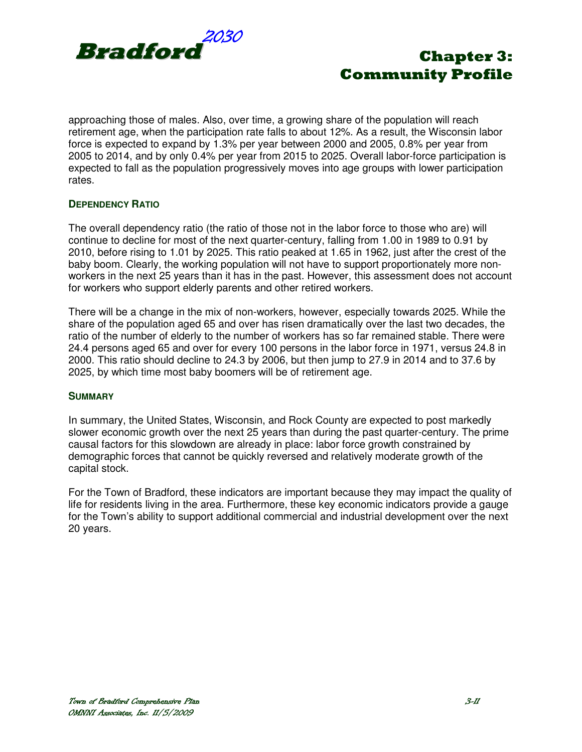approaching those of males. Also, over time, a growing share of the population will reach retirement age, when the participation rate falls to about 12%. As a result, the Wisconsin labor force is expected to expand by 1.3% per year between 2000 and 2005, 0.8% per year from 2005 to 2014, and by only 0.4% per year from 2015 to 2025. Overall labor-force participation is expected to fall as the population progressively moves into age groups with lower participation rates.

### DEPENDENCY RATIO

The overall dependency ratio (the ratio of those not in the labor force to those who are) will continue to decline for most of the next quarter-century, falling from 1.00 in 1989 to 0.91 by 2010, before rising to 1.01 by 2025. This ratio peaked at 1.65 in 1962, just after the crest of the baby boom. Clearly, the working population will not have to support proportionately more non-workers in the next 25 years than it has in the past. However, this assessment does not account for workers who support elderly parents and other retired workers.

There will be a change in the mix of non-workers, however, especially towards 2025. While the share of the population aged 65 and over has risen dramatically over the last two decades, the ratio of the number of elderly to the number of workers has so far remained stable. There were 24.4 persons aged 65 and over for every 100 persons in the labor force in 1971, versus 24.8 in 2000. This ratio should decline to 24.3 by 2006, but then jump to 27.9 in 2014 and to 37.6 by 2025, by which time most baby boomers will be of retirement age.

### SUMMARY

In summary, the United States, Wisconsin, and Rock County are expected to post markedly slower economic growth over the next 25 years than during the past quarter-century. The prime causal factors for this slowdown are already in place: labor force growth constrained by demographic forces that cannot be quickly reversed and relatively moderate growth of the capital stock.

For the Town of Bradford, these indicators are important because they may impact the quality of life for residents living in the area. Furthermore, these key economic indicators provide a gauge for the Town's ability to support additional commercial and industrial development over the next 20 years.